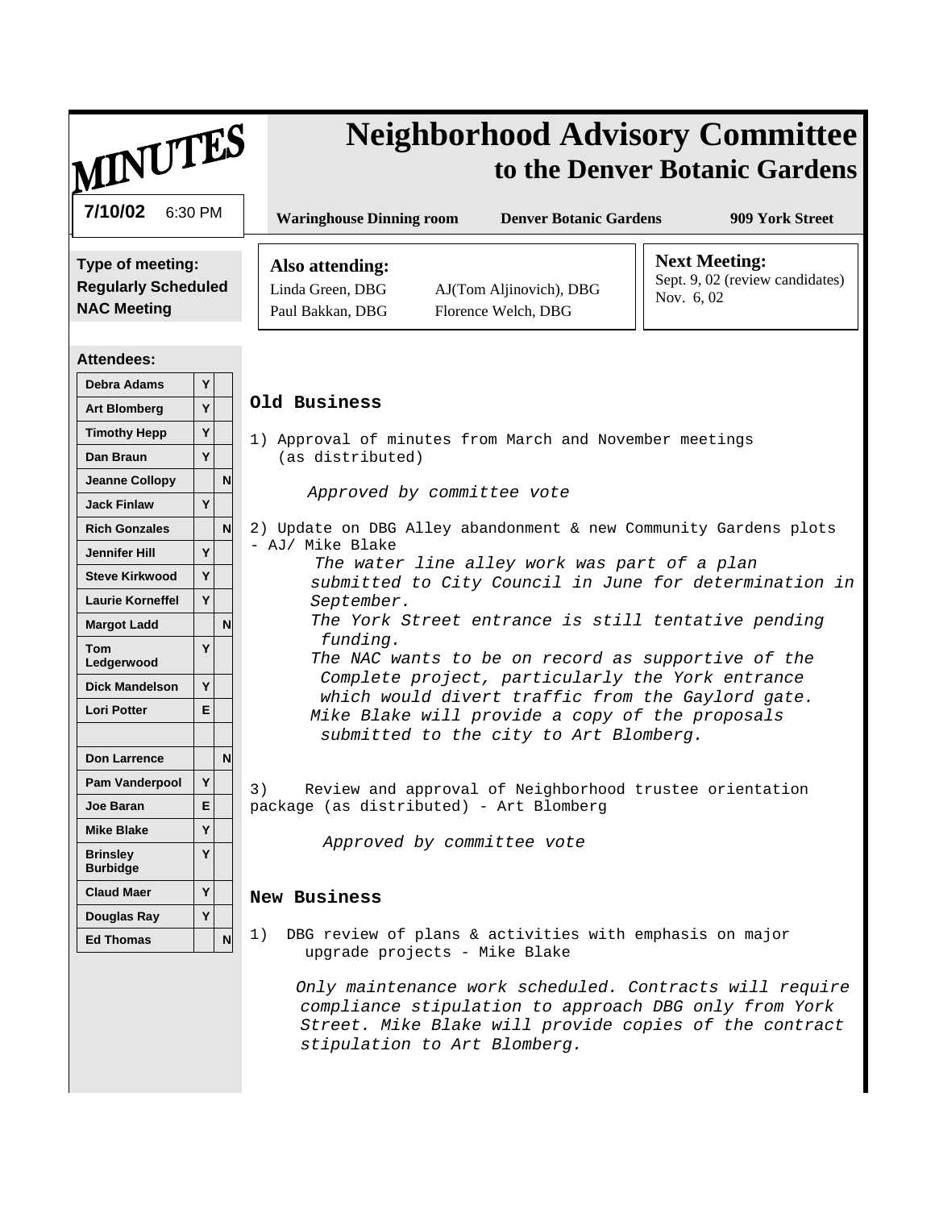# MINUTES

# Neighborhood Advisory Committee
## to the Denver Botanic Gardens

**7/10/02** 6:30 PM

**Waringhouse Dinning room** | **Denver Botanic Gardens** | **909 York Street**

**Type of meeting:**
**Regularly Scheduled NAC Meeting**

**Also attending:**
Linda Green, DBG — AJ(Tom Aljinovich), DBG
Paul Bakkan, DBG — Florence Welch, DBG

**Next Meeting:**
Sept. 9, 02 (review candidates)
Nov. 6, 02

**Attendees:**

| Name | | |
|---|---|---|
| Debra Adams | Y | |
| Art Blomberg | Y | |
| Timothy Hepp | Y | |
| Dan Braun | Y | |
| Jeanne Collopy | | N |
| Jack Finlaw | Y | |
| Rich Gonzales | | N |
| Jennifer Hill | Y | |
| Steve Kirkwood | Y | |
| Laurie Korneffel | Y | |
| Margot Ladd | | N |
| Tom Ledgerwood | Y | |
| Dick Mandelson | Y | |
| Lori Potter | E | |
| | | |
| Don Larrence | | N |
| Pam Vanderpool | Y | |
| Joe Baran | E | |
| Mike Blake | Y | |
| Brinsley Burbidge | Y | |
| Claud Maer | Y | |
| Douglas Ray | Y | |
| Ed Thomas | | N |

## Old Business

1) Approval of minutes from March and November meetings (as distributed)

*Approved by committee vote*

2) Update on DBG Alley abandonment & new Community Gardens plots - AJ/ Mike Blake

*The water line alley work was part of a plan submitted to City Council in June for determination in September.*

*The York Street entrance is still tentative pending funding.*

*The NAC wants to be on record as supportive of the Complete project, particularly the York entrance which would divert traffic from the Gaylord gate.*

*Mike Blake will provide a copy of the proposals submitted to the city to Art Blomberg.*

3) Review and approval of Neighborhood trustee orientation package (as distributed) - Art Blomberg

*Approved by committee vote*

## New Business

1) DBG review of plans & activities with emphasis on major upgrade projects - Mike Blake

*Only maintenance work scheduled. Contracts will require compliance stipulation to approach DBG only from York Street. Mike Blake will provide copies of the contract stipulation to Art Blomberg.*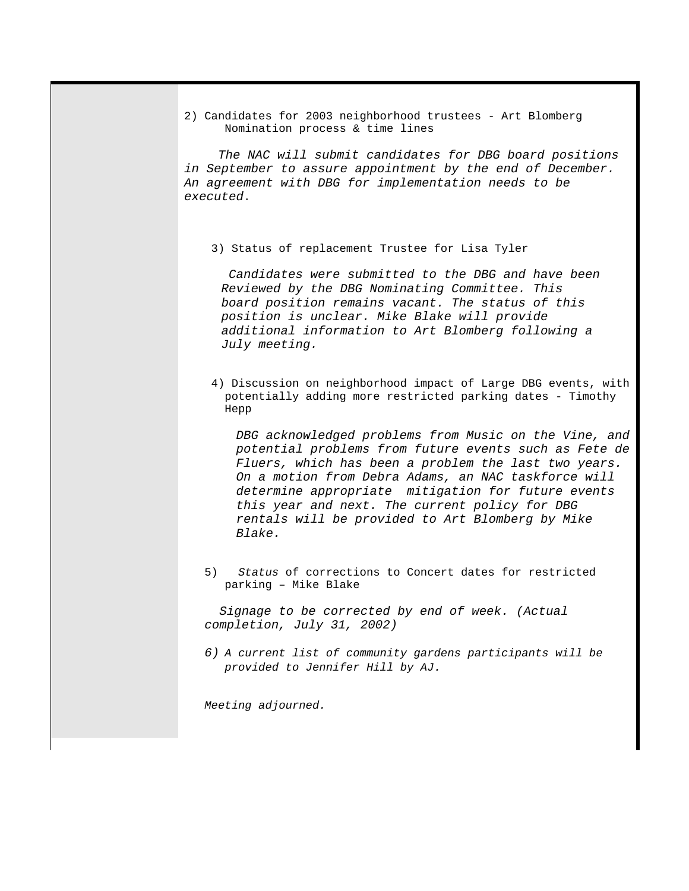2) Candidates for 2003 neighborhood trustees - Art Blomberg
Nomination process & time lines

*The NAC will submit candidates for DBG board positions in September to assure appointment by the end of December. An agreement with DBG for implementation needs to be executed.*

3) Status of replacement Trustee for Lisa Tyler

*Candidates were submitted to the DBG and have been Reviewed by the DBG Nominating Committee. This board position remains vacant. The status of this position is unclear. Mike Blake will provide additional information to Art Blomberg following a July meeting.*

4) Discussion on neighborhood impact of Large DBG events, with potentially adding more restricted parking dates - Timothy Hepp

*DBG acknowledged problems from Music on the Vine, and potential problems from future events such as Fete de Fluers, which has been a problem the last two years. On a motion from Debra Adams, an NAC taskforce will determine appropriate mitigation for future events this year and next. The current policy for DBG rentals will be provided to Art Blomberg by Mike Blake.*

5) *Status* of corrections to Concert dates for restricted parking – Mike Blake

*Signage to be corrected by end of week. (Actual completion, July 31, 2002)*

*6) A current list of community gardens participants will be provided to Jennifer Hill by AJ.*

*Meeting adjourned.*